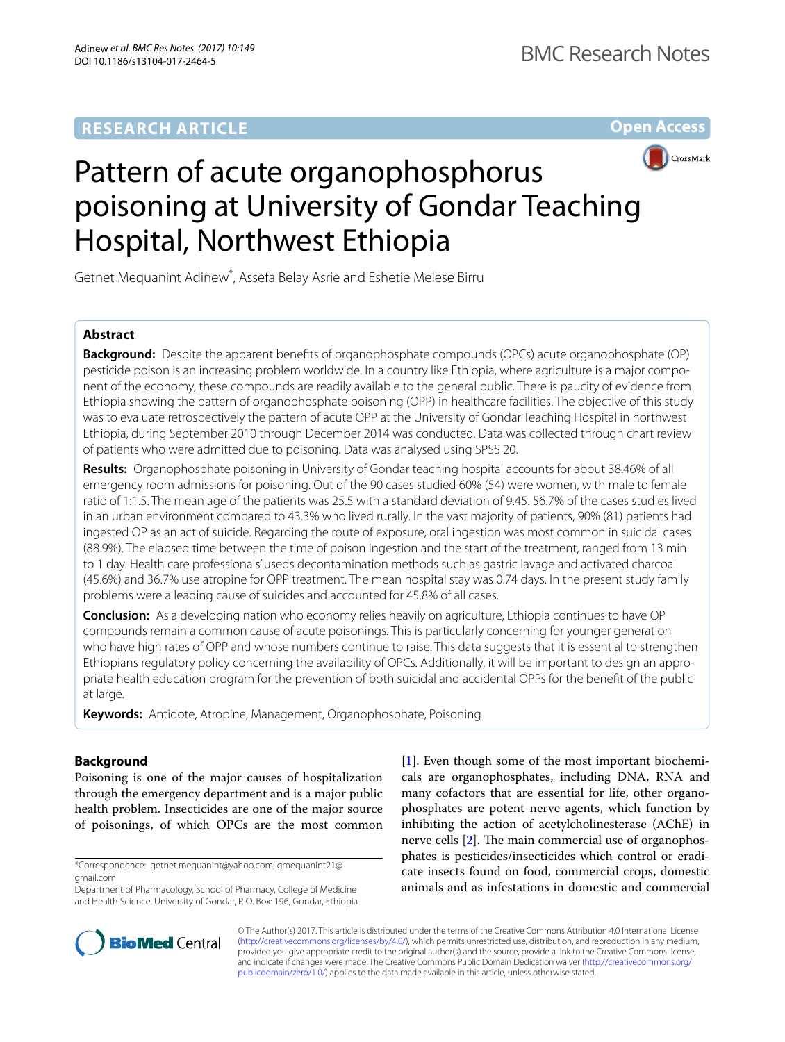RESEARCH ARTICLE

Open Access

# Pattern of acute organophosphorus poisoning at University of Gondar Teaching Hospital, Northwest Ethiopia

Getnet Mequanint Adinew*, Assefa Belay Asrie and Eshetie Melese Birru

## Abstract

**Background:** Despite the apparent benefits of organophosphate compounds (OPCs) acute organophosphate (OP) pesticide poison is an increasing problem worldwide. In a country like Ethiopia, where agriculture is a major component of the economy, these compounds are readily available to the general public. There is paucity of evidence from Ethiopia showing the pattern of organophosphate poisoning (OPP) in healthcare facilities. The objective of this study was to evaluate retrospectively the pattern of acute OPP at the University of Gondar Teaching Hospital in northwest Ethiopia, during September 2010 through December 2014 was conducted. Data was collected through chart review of patients who were admitted due to poisoning. Data was analysed using SPSS 20.

**Results:** Organophosphate poisoning in University of Gondar teaching hospital accounts for about 38.46% of all emergency room admissions for poisoning. Out of the 90 cases studied 60% (54) were women, with male to female ratio of 1:1.5. The mean age of the patients was 25.5 with a standard deviation of 9.45. 56.7% of the cases studies lived in an urban environment compared to 43.3% who lived rurally. In the vast majority of patients, 90% (81) patients had ingested OP as an act of suicide. Regarding the route of exposure, oral ingestion was most common in suicidal cases (88.9%). The elapsed time between the time of poison ingestion and the start of the treatment, ranged from 13 min to 1 day. Health care professionals' useds decontamination methods such as gastric lavage and activated charcoal (45.6%) and 36.7% use atropine for OPP treatment. The mean hospital stay was 0.74 days. In the present study family problems were a leading cause of suicides and accounted for 45.8% of all cases.

**Conclusion:** As a developing nation who economy relies heavily on agriculture, Ethiopia continues to have OP compounds remain a common cause of acute poisonings. This is particularly concerning for younger generation who have high rates of OPP and whose numbers continue to raise. This data suggests that it is essential to strengthen Ethiopians regulatory policy concerning the availability of OPCs. Additionally, it will be important to design an appropriate health education program for the prevention of both suicidal and accidental OPPs for the benefit of the public at large.

**Keywords:** Antidote, Atropine, Management, Organophosphate, Poisoning

## Background

Poisoning is one of the major causes of hospitalization through the emergency department and is a major public health problem. Insecticides are one of the major source of poisonings, of which OPCs are the most common [1]. Even though some of the most important biochemicals are organophosphates, including DNA, RNA and many cofactors that are essential for life, other organophosphates are potent nerve agents, which function by inhibiting the action of acetylcholinesterase (AChE) in nerve cells [2]. The main commercial use of organophosphates is pesticides/insecticides which control or eradicate insects found on food, commercial crops, domestic animals and as infestations in domestic and commercial

*Correspondence: getnet.mequanint@yahoo.com; gmequanint21@gmail.com
Department of Pharmacology, School of Pharmacy, College of Medicine and Health Science, University of Gondar, P. O. Box: 196, Gondar, Ethiopia

© The Author(s) 2017. This article is distributed under the terms of the Creative Commons Attribution 4.0 International License (http://creativecommons.org/licenses/by/4.0/), which permits unrestricted use, distribution, and reproduction in any medium, provided you give appropriate credit to the original author(s) and the source, provide a link to the Creative Commons license, and indicate if changes were made. The Creative Commons Public Domain Dedication waiver (http://creativecommons.org/publicdomain/zero/1.0/) applies to the data made available in this article, unless otherwise stated.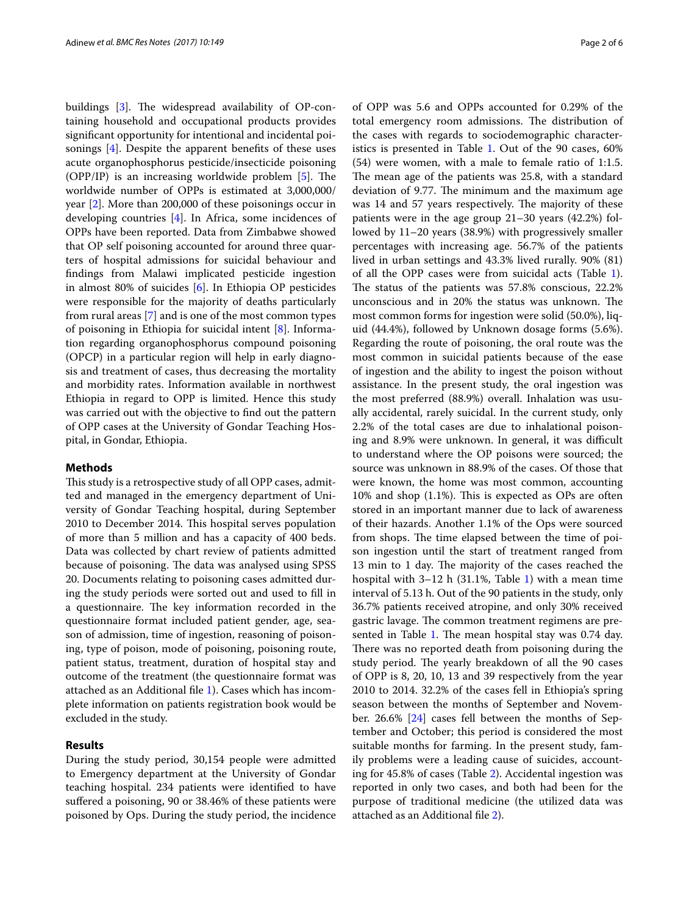buildings [3]. The widespread availability of OP-containing household and occupational products provides significant opportunity for intentional and incidental poisonings [4]. Despite the apparent benefits of these uses acute organophosphorus pesticide/insecticide poisoning (OPP/IP) is an increasing worldwide problem [5]. The worldwide number of OPPs is estimated at 3,000,000/year [2]. More than 200,000 of these poisonings occur in developing countries [4]. In Africa, some incidences of OPPs have been reported. Data from Zimbabwe showed that OP self poisoning accounted for around three quarters of hospital admissions for suicidal behaviour and findings from Malawi implicated pesticide ingestion in almost 80% of suicides [6]. In Ethiopia OP pesticides were responsible for the majority of deaths particularly from rural areas [7] and is one of the most common types of poisoning in Ethiopia for suicidal intent [8]. Information regarding organophosphorus compound poisoning (OPCP) in a particular region will help in early diagnosis and treatment of cases, thus decreasing the mortality and morbidity rates. Information available in northwest Ethiopia in regard to OPP is limited. Hence this study was carried out with the objective to find out the pattern of OPP cases at the University of Gondar Teaching Hospital, in Gondar, Ethiopia.

## Methods

This study is a retrospective study of all OPP cases, admitted and managed in the emergency department of University of Gondar Teaching hospital, during September 2010 to December 2014. This hospital serves population of more than 5 million and has a capacity of 400 beds. Data was collected by chart review of patients admitted because of poisoning. The data was analysed using SPSS 20. Documents relating to poisoning cases admitted during the study periods were sorted out and used to fill in a questionnaire. The key information recorded in the questionnaire format included patient gender, age, season of admission, time of ingestion, reasoning of poisoning, type of poison, mode of poisoning, poisoning route, patient status, treatment, duration of hospital stay and outcome of the treatment (the questionnaire format was attached as an Additional file 1). Cases which has incomplete information on patients registration book would be excluded in the study.

## Results

During the study period, 30,154 people were admitted to Emergency department at the University of Gondar teaching hospital. 234 patients were identified to have suffered a poisoning, 90 or 38.46% of these patients were poisoned by Ops. During the study period, the incidence of OPP was 5.6 and OPPs accounted for 0.29% of the total emergency room admissions. The distribution of the cases with regards to sociodemographic characteristics is presented in Table 1. Out of the 90 cases, 60% (54) were women, with a male to female ratio of 1:1.5. The mean age of the patients was 25.8, with a standard deviation of 9.77. The minimum and the maximum age was 14 and 57 years respectively. The majority of these patients were in the age group 21–30 years (42.2%) followed by 11–20 years (38.9%) with progressively smaller percentages with increasing age. 56.7% of the patients lived in urban settings and 43.3% lived rurally. 90% (81) of all the OPP cases were from suicidal acts (Table 1). The status of the patients was 57.8% conscious, 22.2% unconscious and in 20% the status was unknown. The most common forms for ingestion were solid (50.0%), liquid (44.4%), followed by Unknown dosage forms (5.6%). Regarding the route of poisoning, the oral route was the most common in suicidal patients because of the ease of ingestion and the ability to ingest the poison without assistance. In the present study, the oral ingestion was the most preferred (88.9%) overall. Inhalation was usually accidental, rarely suicidal. In the current study, only 2.2% of the total cases are due to inhalational poisoning and 8.9% were unknown. In general, it was difficult to understand where the OP poisons were sourced; the source was unknown in 88.9% of the cases. Of those that were known, the home was most common, accounting 10% and shop (1.1%). This is expected as OPs are often stored in an important manner due to lack of awareness of their hazards. Another 1.1% of the Ops were sourced from shops. The time elapsed between the time of poison ingestion until the start of treatment ranged from 13 min to 1 day. The majority of the cases reached the hospital with 3–12 h (31.1%, Table 1) with a mean time interval of 5.13 h. Out of the 90 patients in the study, only 36.7% patients received atropine, and only 30% received gastric lavage. The common treatment regimens are presented in Table 1. The mean hospital stay was 0.74 day. There was no reported death from poisoning during the study period. The yearly breakdown of all the 90 cases of OPP is 8, 20, 10, 13 and 39 respectively from the year 2010 to 2014. 32.2% of the cases fell in Ethiopia's spring season between the months of September and November. 26.6% [24] cases fell between the months of September and October; this period is considered the most suitable months for farming. In the present study, family problems were a leading cause of suicides, accounting for 45.8% of cases (Table 2). Accidental ingestion was reported in only two cases, and both had been for the purpose of traditional medicine (the utilized data was attached as an Additional file 2).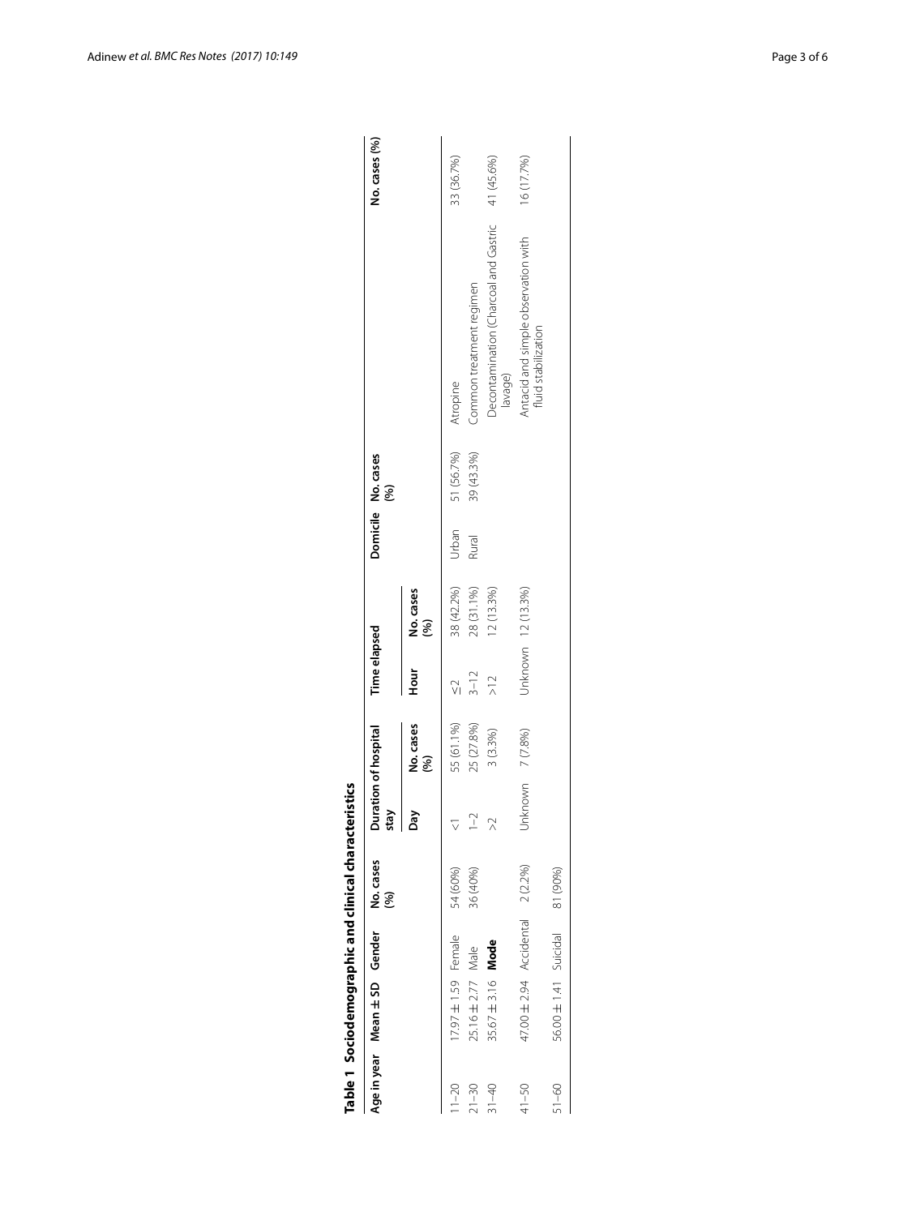**Table 1 Sociodemographic and clinical characteristics**

| Age in year | Mean ± SD | Gender | No. cases (%) | Duration of hospital stay | | Time elapsed | | Domicile | No. cases (%) | | No. cases (%) |
|---|---|---|---|---|---|---|---|---|---|---|---|
| | | | | Day | No. cases (%) | Hour | No. cases (%) | | | | |
| 11–20 | 17.97 ± 1.59 | Female | 54 (60%) | <1 | 55 (61.1%) | ≤2 | 38 (42.2%) | Urban | 51 (56.7%) | Atropine | 33 (36.7%) |
| 21–30 | 25.16 ± 2.77 | Male | 36 (40%) | 1–2 | 25 (27.8%) | 3–12 | 28 (31.1%) | Rural | 39 (43.3%) | Common treatment regimen | |
| 31–40 | 35.67 ± 3.16 | **Mode** | | >2 | 3 (3.3%) | >12 | 12 (13.3%) | | | Decontamination (Charcoal and Gastric lavage) | 41 (45.6%) |
| 41–50 | 47.00 ± 2.94 | Accidental | 2 (2.2%) | Unknown | 7 (7.8%) | Unknown | 12 (13.3%) | | | Antacid and simple observation with fluid stabilization | 16 (17.7%) |
| 51–60 | 56.00 ± 1.41 | Suicidal | 81 (90%) | | | | | | | | |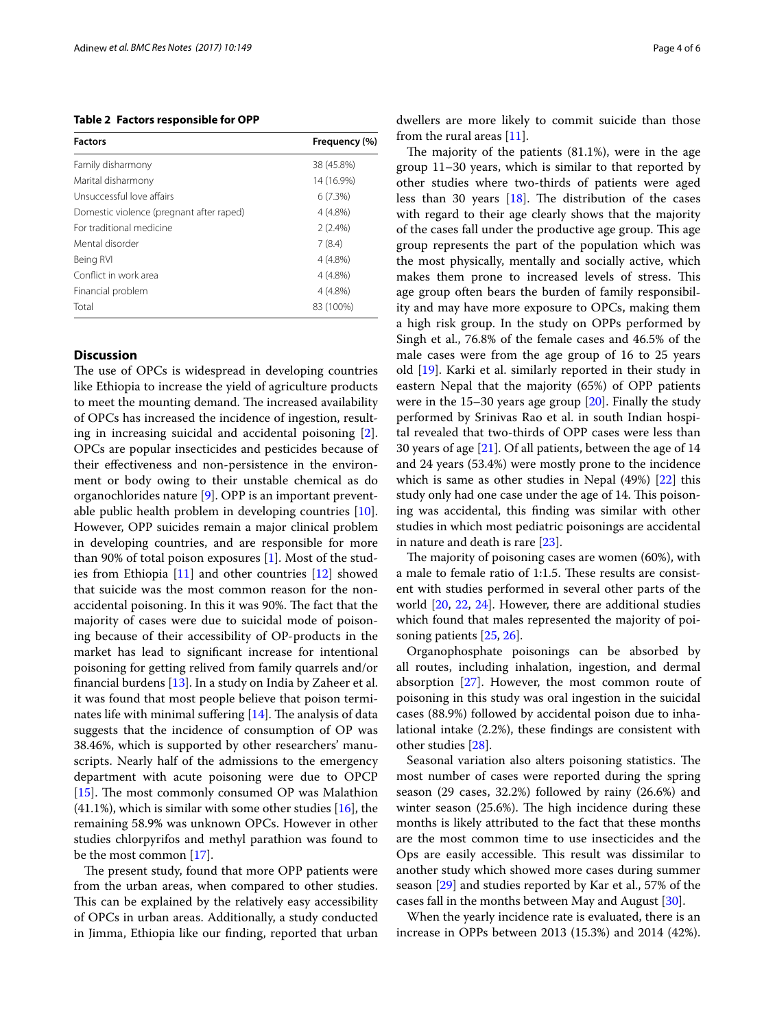**Table 2 Factors responsible for OPP**

| Factors | Frequency (%) |
|---|---|
| Family disharmony | 38 (45.8%) |
| Marital disharmony | 14 (16.9%) |
| Unsuccessful love affairs | 6 (7.3%) |
| Domestic violence (pregnant after raped) | 4 (4.8%) |
| For traditional medicine | 2 (2.4%) |
| Mental disorder | 7 (8.4) |
| Being RVI | 4 (4.8%) |
| Conflict in work area | 4 (4.8%) |
| Financial problem | 4 (4.8%) |
| Total | 83 (100%) |

## Discussion

The use of OPCs is widespread in developing countries like Ethiopia to increase the yield of agriculture products to meet the mounting demand. The increased availability of OPCs has increased the incidence of ingestion, resulting in increasing suicidal and accidental poisoning [2]. OPCs are popular insecticides and pesticides because of their effectiveness and non-persistence in the environment or body owing to their unstable chemical as do organochlorides nature [9]. OPP is an important preventable public health problem in developing countries [10]. However, OPP suicides remain a major clinical problem in developing countries, and are responsible for more than 90% of total poison exposures [1]. Most of the studies from Ethiopia [11] and other countries [12] showed that suicide was the most common reason for the non-accidental poisoning. In this it was 90%. The fact that the majority of cases were due to suicidal mode of poisoning because of their accessibility of OP-products in the market has lead to significant increase for intentional poisoning for getting relived from family quarrels and/or financial burdens [13]. In a study on India by Zaheer et al. it was found that most people believe that poison terminates life with minimal suffering [14]. The analysis of data suggests that the incidence of consumption of OP was 38.46%, which is supported by other researchers' manuscripts. Nearly half of the admissions to the emergency department with acute poisoning were due to OPCP [15]. The most commonly consumed OP was Malathion (41.1%), which is similar with some other studies [16], the remaining 58.9% was unknown OPCs. However in other studies chlorpyrifos and methyl parathion was found to be the most common [17].

The present study, found that more OPP patients were from the urban areas, when compared to other studies. This can be explained by the relatively easy accessibility of OPCs in urban areas. Additionally, a study conducted in Jimma, Ethiopia like our finding, reported that urban dwellers are more likely to commit suicide than those from the rural areas [11].

The majority of the patients (81.1%), were in the age group 11–30 years, which is similar to that reported by other studies where two-thirds of patients were aged less than 30 years [18]. The distribution of the cases with regard to their age clearly shows that the majority of the cases fall under the productive age group. This age group represents the part of the population which was the most physically, mentally and socially active, which makes them prone to increased levels of stress. This age group often bears the burden of family responsibility and may have more exposure to OPCs, making them a high risk group. In the study on OPPs performed by Singh et al., 76.8% of the female cases and 46.5% of the male cases were from the age group of 16 to 25 years old [19]. Karki et al. similarly reported in their study in eastern Nepal that the majority (65%) of OPP patients were in the 15–30 years age group [20]. Finally the study performed by Srinivas Rao et al. in south Indian hospital revealed that two-thirds of OPP cases were less than 30 years of age [21]. Of all patients, between the age of 14 and 24 years (53.4%) were mostly prone to the incidence which is same as other studies in Nepal (49%) [22] this study only had one case under the age of 14. This poisoning was accidental, this finding was similar with other studies in which most pediatric poisonings are accidental in nature and death is rare [23].

The majority of poisoning cases are women (60%), with a male to female ratio of 1:1.5. These results are consistent with studies performed in several other parts of the world [20, 22, 24]. However, there are additional studies which found that males represented the majority of poisoning patients [25, 26].

Organophosphate poisonings can be absorbed by all routes, including inhalation, ingestion, and dermal absorption [27]. However, the most common route of poisoning in this study was oral ingestion in the suicidal cases (88.9%) followed by accidental poison due to inhalational intake (2.2%), these findings are consistent with other studies [28].

Seasonal variation also alters poisoning statistics. The most number of cases were reported during the spring season (29 cases, 32.2%) followed by rainy (26.6%) and winter season (25.6%). The high incidence during these months is likely attributed to the fact that these months are the most common time to use insecticides and the Ops are easily accessible. This result was dissimilar to another study which showed more cases during summer season [29] and studies reported by Kar et al., 57% of the cases fall in the months between May and August [30].

When the yearly incidence rate is evaluated, there is an increase in OPPs between 2013 (15.3%) and 2014 (42%).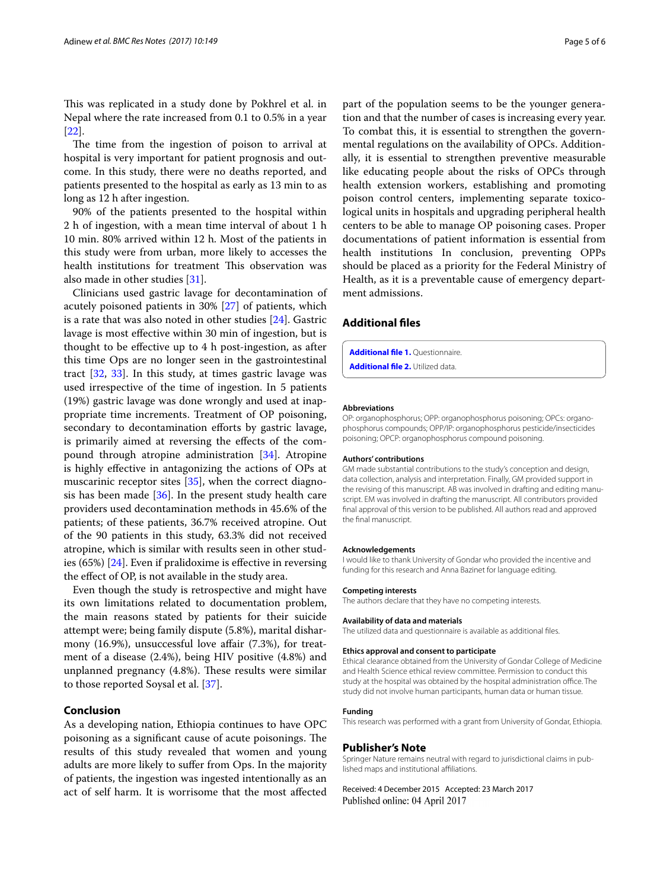This was replicated in a study done by Pokhrel et al. in Nepal where the rate increased from 0.1 to 0.5% in a year [22].

The time from the ingestion of poison to arrival at hospital is very important for patient prognosis and outcome. In this study, there were no deaths reported, and patients presented to the hospital as early as 13 min to as long as 12 h after ingestion.

90% of the patients presented to the hospital within 2 h of ingestion, with a mean time interval of about 1 h 10 min. 80% arrived within 12 h. Most of the patients in this study were from urban, more likely to accesses the health institutions for treatment This observation was also made in other studies [31].

Clinicians used gastric lavage for decontamination of acutely poisoned patients in 30% [27] of patients, which is a rate that was also noted in other studies [24]. Gastric lavage is most effective within 30 min of ingestion, but is thought to be effective up to 4 h post-ingestion, as after this time Ops are no longer seen in the gastrointestinal tract [32, 33]. In this study, at times gastric lavage was used irrespective of the time of ingestion. In 5 patients (19%) gastric lavage was done wrongly and used at inappropriate time increments. Treatment of OP poisoning, secondary to decontamination efforts by gastric lavage, is primarily aimed at reversing the effects of the compound through atropine administration [34]. Atropine is highly effective in antagonizing the actions of OPs at muscarinic receptor sites [35], when the correct diagnosis has been made [36]. In the present study health care providers used decontamination methods in 45.6% of the patients; of these patients, 36.7% received atropine. Out of the 90 patients in this study, 63.3% did not received atropine, which is similar with results seen in other studies (65%) [24]. Even if pralidoxime is effective in reversing the effect of OP, is not available in the study area.

Even though the study is retrospective and might have its own limitations related to documentation problem, the main reasons stated by patients for their suicide attempt were; being family dispute (5.8%), marital disharmony (16.9%), unsuccessful love affair (7.3%), for treatment of a disease (2.4%), being HIV positive (4.8%) and unplanned pregnancy (4.8%). These results were similar to those reported Soysal et al. [37].

## Conclusion

As a developing nation, Ethiopia continues to have OPC poisoning as a significant cause of acute poisonings. The results of this study revealed that women and young adults are more likely to suffer from Ops. In the majority of patients, the ingestion was ingested intentionally as an act of self harm. It is worrisome that the most affected part of the population seems to be the younger generation and that the number of cases is increasing every year. To combat this, it is essential to strengthen the governmental regulations on the availability of OPCs. Additionally, it is essential to strengthen preventive measurable like educating people about the risks of OPCs through health extension workers, establishing and promoting poison control centers, implementing separate toxicological units in hospitals and upgrading peripheral health centers to be able to manage OP poisoning cases. Proper documentations of patient information is essential from health institutions In conclusion, preventing OPPs should be placed as a priority for the Federal Ministry of Health, as it is a preventable cause of emergency department admissions.

## Additional files

**Additional file 1.** Questionnaire.

**Additional file 2.** Utilized data.

### Abbreviations

OP: organophosphorus; OPP: organophosphorus poisoning; OPCs: organophosphorus compounds; OPP/IP: organophosphorus pesticide/insecticides poisoning; OPCP: organophosphorus compound poisoning.

### Authors' contributions

GM made substantial contributions to the study's conception and design, data collection, analysis and interpretation. Finally, GM provided support in the revising of this manuscript. AB was involved in drafting and editing manuscript. EM was involved in drafting the manuscript. All contributors provided final approval of this version to be published. All authors read and approved the final manuscript.

### Acknowledgements

I would like to thank University of Gondar who provided the incentive and funding for this research and Anna Bazinet for language editing.

### Competing interests

The authors declare that they have no competing interests.

### Availability of data and materials

The utilized data and questionnaire is available as additional files.

### Ethics approval and consent to participate

Ethical clearance obtained from the University of Gondar College of Medicine and Health Science ethical review committee. Permission to conduct this study at the hospital was obtained by the hospital administration office. The study did not involve human participants, human data or human tissue.

### Funding

This research was performed with a grant from University of Gondar, Ethiopia.

## Publisher's Note

Springer Nature remains neutral with regard to jurisdictional claims in published maps and institutional affiliations.

Received: 4 December 2015 Accepted: 23 March 2017
Published online: 04 April 2017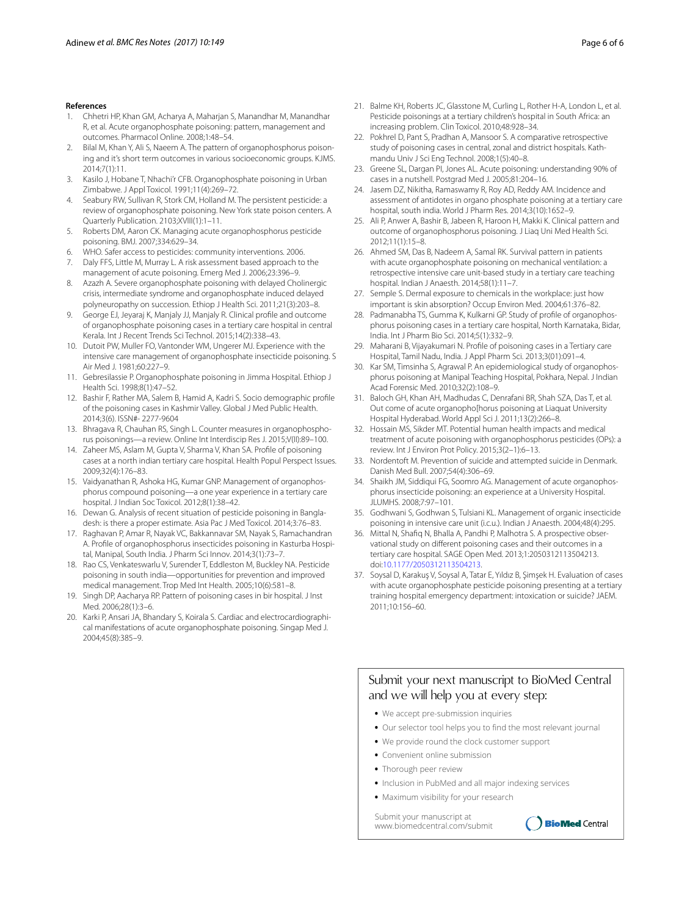## References

1. Chhetri HP, Khan GM, Acharya A, Maharjan S, Manandhar M, Manandhar R, et al. Acute organophosphate poisoning: pattern, management and outcomes. Pharmacol Online. 2008;1:48–54.
2. Bilal M, Khan Y, Ali S, Naeem A. The pattern of organophosphorus poisoning and it's short term outcomes in various socioeconomic groups. KJMS. 2014;7(1):11.
3. Kasilo J, Hobane T, Nhachi'r CFB. Organophosphate poisoning in Urban Zimbabwe. J Appl Toxicol. 1991;11(4):269–72.
4. Seabury RW, Sullivan R, Stork CM, Holland M. The persistent pesticide: a review of organophosphate poisoning. New York state poison centers. A Quarterly Publication. 2103;XVIII(1):1–11.
5. Roberts DM, Aaron CK. Managing acute organophosphorus pesticide poisoning. BMJ. 2007;334:629–34.
6. WHO. Safer access to pesticides: community interventions. 2006.
7. Daly FFS, Little M, Murray L. A risk assessment based approach to the management of acute poisoning. Emerg Med J. 2006;23:396–9.
8. Azazh A. Severe organophosphate poisoning with delayed Cholinergic crisis, intermediate syndrome and organophosphate induced delayed polyneuropathy on succession. Ethiop J Health Sci. 2011;21(3):203–8.
9. George EJ, Jeyaraj K, Manjaly JJ, Manjaly R. Clinical profile and outcome of organophosphate poisoning cases in a tertiary care hospital in central Kerala. Int J Recent Trends Sci Technol. 2015;14(2):338–43.
10. Dutoit PW, Muller FO, Vantonder WM, Ungerer MJ. Experience with the intensive care management of organophosphate insecticide poisoning. S Air Med J. 1981;60:227–9.
11. Gebresilassie P. Organophosphate poisoning in Jimma Hospital. Ethiop J Health Sci. 1998;8(1):47–52.
12. Bashir F, Rather MA, Salem B, Hamid A, Kadri S. Socio demographic profile of the poisoning cases in Kashmir Valley. Global J Med Public Health. 2014;3(6). ISSN#- 2277-9604
13. Bhragava R, Chauhan RS, Singh L. Counter measures in organophosphorus poisonings—a review. Online Int Interdiscip Res J. 2015;V(II):89–100.
14. Zaheer MS, Aslam M, Gupta V, Sharma V, Khan SA. Profile of poisoning cases at a north indian tertiary care hospital. Health Popul Perspect Issues. 2009;32(4):176–83.
15. Vaidyanathan R, Ashoka HG, Kumar GNP. Management of organophosphorus compound poisoning—a one year experience in a tertiary care hospital. J Indian Soc Toxicol. 2012;8(1):38–42.
16. Dewan G. Analysis of recent situation of pesticide poisoning in Bangladesh: is there a proper estimate. Asia Pac J Med Toxicol. 2014;3:76–83.
17. Raghavan P, Amar R, Nayak VC, Bakkannavar SM, Nayak S, Ramachandran A. Profile of organophosphorus insecticides poisoning in Kasturba Hospital, Manipal, South India. J Pharm Sci Innov. 2014;3(1):73–7.
18. Rao CS, Venkateswarlu V, Surender T, Eddleston M, Buckley NA. Pesticide poisoning in south india—opportunities for prevention and improved medical management. Trop Med Int Health. 2005;10(6):581–8.
19. Singh DP, Aacharya RP. Pattern of poisoning cases in bir hospital. J Inst Med. 2006;28(1):3–6.
20. Karki P, Ansari JA, Bhandary S, Koirala S. Cardiac and electrocardiographical manifestations of acute organophosphate poisoning. Singap Med J. 2004;45(8):385–9.
21. Balme KH, Roberts JC, Glasstone M, Curling L, Rother H-A, London L, et al. Pesticide poisonings at a tertiary children's hospital in South Africa: an increasing problem. Clin Toxicol. 2010;48:928–34.
22. Pokhrel D, Pant S, Pradhan A, Mansoor S. A comparative retrospective study of poisoning cases in central, zonal and district hospitals. Kathmandu Univ J Sci Eng Technol. 2008;1(5):40–8.
23. Greene SL, Dargan PI, Jones AL. Acute poisoning: understanding 90% of cases in a nutshell. Postgrad Med J. 2005;81:204–16.
24. Jasem DZ, Nikitha, Ramaswamy R, Roy AD, Reddy AM. Incidence and assessment of antidotes in organo phosphate poisoning at a tertiary care hospital, south india. World J Pharm Res. 2014;3(10):1652–9.
25. Ali P, Anwer A, Bashir B, Jabeen R, Haroon H, Makki K. Clinical pattern and outcome of organophosphorus poisoning. J Liaq Uni Med Health Sci. 2012;11(1):15–8.
26. Ahmed SM, Das B, Nadeem A, Samal RK. Survival pattern in patients with acute organophosphate poisoning on mechanical ventilation: a retrospective intensive care unit-based study in a tertiary care teaching hospital. Indian J Anaesth. 2014;58(1):11–7.
27. Semple S. Dermal exposure to chemicals in the workplace: just how important is skin absorption? Occup Environ Med. 2004;61:376–82.
28. Padmanabha TS, Gumma K, Kulkarni GP. Study of profile of organophosphorus poisoning cases in a tertiary care hospital, North Karnataka, Bidar, India. Int J Pharm Bio Sci. 2014;5(1):332–9.
29. Maharani B, Vijayakumari N. Profile of poisoning cases in a Tertiary care Hospital, Tamil Nadu, India. J Appl Pharm Sci. 2013;3(01):091–4.
30. Kar SM, Timsinha S, Agrawal P. An epidemiological study of organophosphorus poisoning at Manipal Teaching Hospital, Pokhara, Nepal. J Indian Acad Forensic Med. 2010;32(2):108–9.
31. Baloch GH, Khan AH, Madhudas C, Denrafani BR, Shah SZA, Das T, et al. Out come of acute organopho[horus poisoning at Liaquat University Hospital Hyderabad. World Appl Sci J. 2011;13(2):266–8.
32. Hossain MS, Sikder MT. Potential human health impacts and medical treatment of acute poisoning with organophosphorus pesticides (OPs): a review. Int J Environ Prot Policy. 2015;3(2–1):6–13.
33. Nordentoft M. Prevention of suicide and attempted suicide in Denmark. Danish Med Bull. 2007;54(4):306–69.
34. Shaikh JM, Siddiqui FG, Soomro AG. Management of acute organophosphorus insecticide poisoning: an experience at a University Hospital. JLUMHS. 2008;7:97–101.
35. Godhwani S, Godhwan S, Tulsiani KL. Management of organic insecticide poisoning in intensive care unit (i.c.u.). Indian J Anaesth. 2004;48(4):295.
36. Mittal N, Shafiq N, Bhalla A, Pandhi P, Malhotra S. A prospective observational study on different poisoning cases and their outcomes in a tertiary care hospital. SAGE Open Med. 2013;1:2050312113504213. doi:10.1177/2050312113504213.
37. Soysal D, Karakuş V, Soysal A, Tatar E, Yıldız B, Şimşek H. Evaluation of cases with acute organophosphate pesticide poisoning presenting at a tertiary training hospital emergency department: intoxication or suicide? JAEM. 2011;10:156–60.

Submit your next manuscript to BioMed Central and we will help you at every step:

- We accept pre-submission inquiries
- Our selector tool helps you to find the most relevant journal
- We provide round the clock customer support
- Convenient online submission
- Thorough peer review
- Inclusion in PubMed and all major indexing services
- Maximum visibility for your research

Submit your manuscript at www.biomedcentral.com/submit

BioMed Central